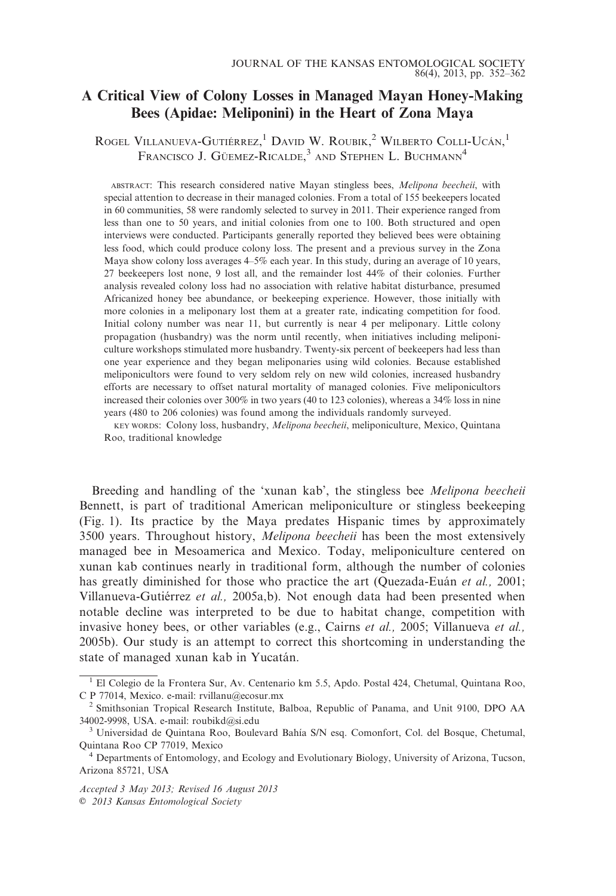# A Critical View of Colony Losses in Managed Mayan Honey-Making Bees (Apidae: Meliponini) in the Heart of Zona Maya

Rogel Villanueva-Gutiérrez,[1] David W. Roubik,[2] Wilberto Colli-Ucán,[1] Francisco J. Güemez-Ricalde,[3] and Stephen L. Buchmann[4]

ABSTRACT: This research considered native Mayan stingless bees, *Melipona beecheii*, with special attention to decrease in their managed colonies. From a total of 155 beekeepers located in 60 communities, 58 were randomly selected to survey in 2011. Their experience ranged from less than one to 50 years, and initial colonies from one to 100. Both structured and open interviews were conducted. Participants generally reported they believed bees were obtaining less food, which could produce colony loss. The present and a previous survey in the Zona Maya show colony loss averages 4–5% each year. In this study, during an average of 10 years, 27 beekeepers lost none, 9 lost all, and the remainder lost 44% of their colonies. Further analysis revealed colony loss had no association with relative habitat disturbance, presumed Africanized honey bee abundance, or beekeeping experience. However, those initially with more colonies in a meliponary lost them at a greater rate, indicating competition for food. Initial colony number was near 11, but currently is near 4 per meliponary. Little colony propagation (husbandry) was the norm until recently, when initiatives including meliponiculture workshops stimulated more husbandry. Twenty-six percent of beekeepers had less than one year experience and they began meliponaries using wild colonies. Because established meliponicultors were found to very seldom rely on new wild colonies, increased husbandry efforts are necessary to offset natural mortality of managed colonies. Five meliponicultors increased their colonies over 300% in two years (40 to 123 colonies), whereas a 34% loss in nine years (480 to 206 colonies) was found among the individuals randomly surveyed.

KEY WORDS: Colony loss, husbandry, *Melipona beecheii*, meliponiculture, Mexico, Quintana Roo, traditional knowledge

Breeding and handling of the 'xunan kab', the stingless bee *Melipona beecheii* Bennett, is part of traditional American meliponiculture or stingless beekeeping (Fig. 1). Its practice by the Maya predates Hispanic times by approximately 3500 years. Throughout history, *Melipona beecheii* has been the most extensively managed bee in Mesoamerica and Mexico. Today, meliponiculture centered on xunan kab continues nearly in traditional form, although the number of colonies has greatly diminished for those who practice the art (Quezada-Euán *et al.,* 2001; Villanueva-Gutiérrez *et al.,* 2005a,b). Not enough data had been presented when notable decline was interpreted to be due to habitat change, competition with invasive honey bees, or other variables (e.g., Cairns *et al.,* 2005; Villanueva *et al.,* 2005b). Our study is an attempt to correct this shortcoming in understanding the state of managed xunan kab in Yucatán.

[1] El Colegio de la Frontera Sur, Av. Centenario km 5.5, Apdo. Postal 424, Chetumal, Quintana Roo, C P 77014, Mexico. e-mail: rvillanu@ecosur.mx

[2] Smithsonian Tropical Research Institute, Balboa, Republic of Panama, and Unit 9100, DPO AA 34002-9998, USA. e-mail: roubikd@si.edu

[3] Universidad de Quintana Roo, Boulevard Bahía S/N esq. Comonfort, Col. del Bosque, Chetumal, Quintana Roo CP 77019, Mexico

[4] Departments of Entomology, and Ecology and Evolutionary Biology, University of Arizona, Tucson, Arizona 85721, USA

*Accepted 3 May 2013; Revised 16 August 2013*

© 2013 Kansas Entomological Society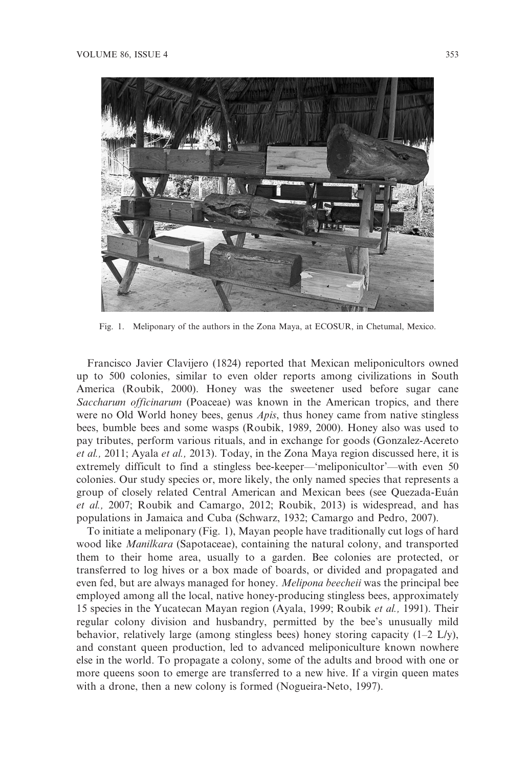Fig. 1. Meliponary of the authors in the Zona Maya, at ECOSUR, in Chetumal, Mexico.

Francisco Javier Clavijero (1824) reported that Mexican meliponicultors owned up to 500 colonies, similar to even older reports among civilizations in South America (Roubik, 2000). Honey was the sweetener used before sugar cane *Saccharum officinarum* (Poaceae) was known in the American tropics, and there were no Old World honey bees, genus *Apis*, thus honey came from native stingless bees, bumble bees and some wasps (Roubik, 1989, 2000). Honey also was used to pay tributes, perform various rituals, and in exchange for goods (Gonzalez-Acereto *et al.,* 2011; Ayala *et al.,* 2013). Today, in the Zona Maya region discussed here, it is extremely difficult to find a stingless bee-keeper—'meliponicultor'—with even 50 colonies. Our study species or, more likely, the only named species that represents a group of closely related Central American and Mexican bees (see Quezada-Euán *et al.,* 2007; Roubik and Camargo, 2012; Roubik, 2013) is widespread, and has populations in Jamaica and Cuba (Schwarz, 1932; Camargo and Pedro, 2007).

To initiate a meliponary (Fig. 1), Mayan people have traditionally cut logs of hard wood like *Manilkara* (Sapotaceae), containing the natural colony, and transported them to their home area, usually to a garden. Bee colonies are protected, or transferred to log hives or a box made of boards, or divided and propagated and even fed, but are always managed for honey. *Melipona beecheii* was the principal bee employed among all the local, native honey-producing stingless bees, approximately 15 species in the Yucatecan Mayan region (Ayala, 1999; Roubik *et al.,* 1991). Their regular colony division and husbandry, permitted by the bee's unusually mild behavior, relatively large (among stingless bees) honey storing capacity (1–2 L/y), and constant queen production, led to advanced meliponiculture known nowhere else in the world. To propagate a colony, some of the adults and brood with one or more queens soon to emerge are transferred to a new hive. If a virgin queen mates with a drone, then a new colony is formed (Nogueira-Neto, 1997).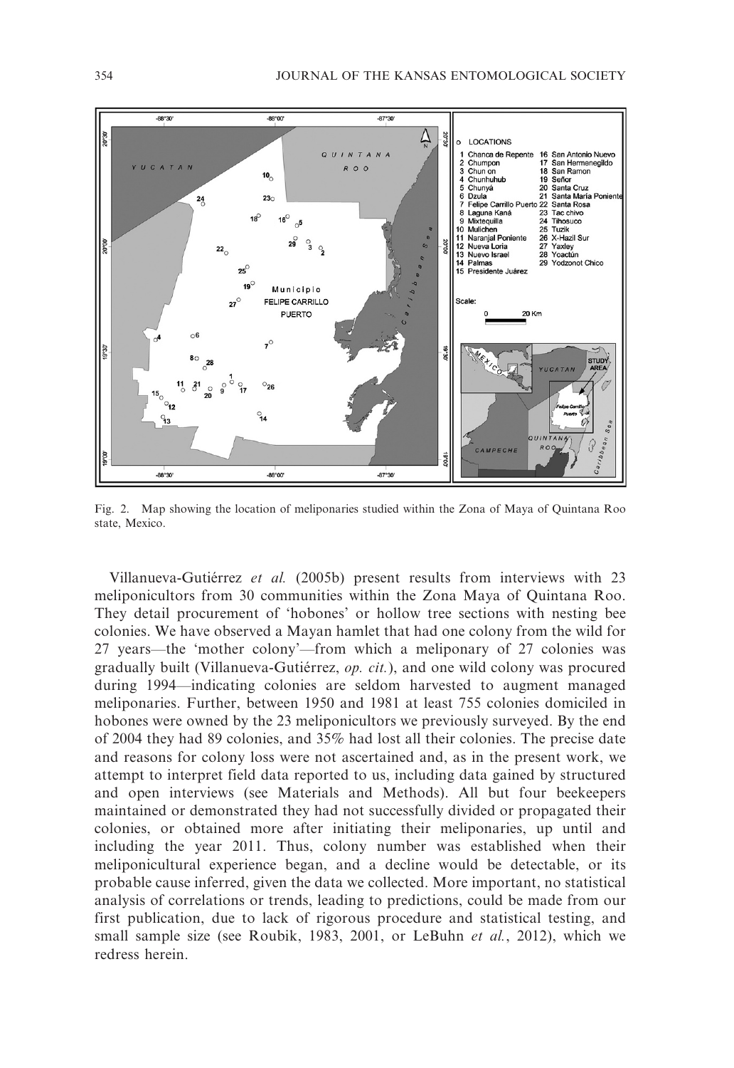Fig. 2. Map showing the location of meliponaries studied within the Zona of Maya of Quintana Roo state, Mexico.

Villanueva-Gutiérrez *et al.* (2005b) present results from interviews with 23 meliponicultors from 30 communities within the Zona Maya of Quintana Roo. They detail procurement of 'hobones' or hollow tree sections with nesting bee colonies. We have observed a Mayan hamlet that had one colony from the wild for 27 years—the 'mother colony'—from which a meliponary of 27 colonies was gradually built (Villanueva-Gutiérrez, *op. cit.*), and one wild colony was procured during 1994—indicating colonies are seldom harvested to augment managed meliponaries. Further, between 1950 and 1981 at least 755 colonies domiciled in hobones were owned by the 23 meliponicultors we previously surveyed. By the end of 2004 they had 89 colonies, and 35% had lost all their colonies. The precise date and reasons for colony loss were not ascertained and, as in the present work, we attempt to interpret field data reported to us, including data gained by structured and open interviews (see Materials and Methods). All but four beekeepers maintained or demonstrated they had not successfully divided or propagated their colonies, or obtained more after initiating their meliponaries, up until and including the year 2011. Thus, colony number was established when their meliponicultural experience began, and a decline would be detectable, or its probable cause inferred, given the data we collected. More important, no statistical analysis of correlations or trends, leading to predictions, could be made from our first publication, due to lack of rigorous procedure and statistical testing, and small sample size (see Roubik, 1983, 2001, or LeBuhn *et al.*, 2012), which we redress herein.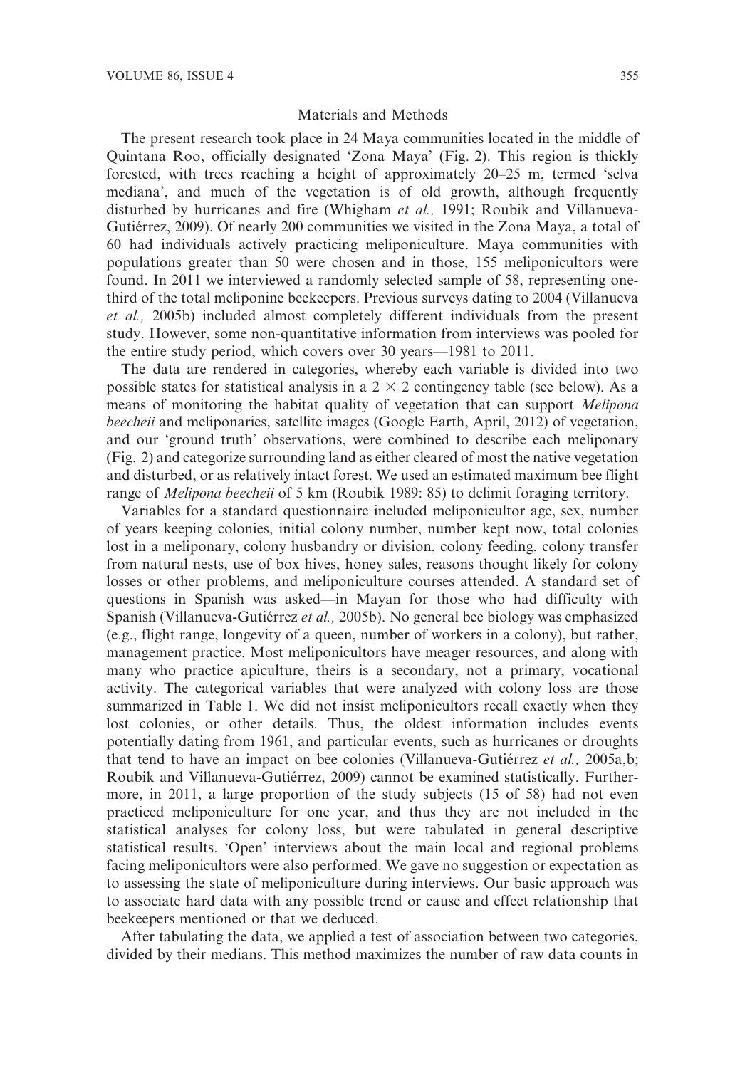## Materials and Methods

The present research took place in 24 Maya communities located in the middle of Quintana Roo, officially designated 'Zona Maya' (Fig. 2). This region is thickly forested, with trees reaching a height of approximately 20–25 m, termed 'selva mediana', and much of the vegetation is of old growth, although frequently disturbed by hurricanes and fire (Whigham *et al.,* 1991; Roubik and Villanueva-Gutiérrez, 2009). Of nearly 200 communities we visited in the Zona Maya, a total of 60 had individuals actively practicing meliponiculture. Maya communities with populations greater than 50 were chosen and in those, 155 meliponicultors were found. In 2011 we interviewed a randomly selected sample of 58, representing one-third of the total meliponine beekeepers. Previous surveys dating to 2004 (Villanueva *et al.,* 2005b) included almost completely different individuals from the present study. However, some non-quantitative information from interviews was pooled for the entire study period, which covers over 30 years—1981 to 2011.

The data are rendered in categories, whereby each variable is divided into two possible states for statistical analysis in a $2 \times 2$ contingency table (see below). As a means of monitoring the habitat quality of vegetation that can support *Melipona beecheii* and meliponaries, satellite images (Google Earth, April, 2012) of vegetation, and our 'ground truth' observations, were combined to describe each meliponary (Fig. 2) and categorize surrounding land as either cleared of most the native vegetation and disturbed, or as relatively intact forest. We used an estimated maximum bee flight range of *Melipona beecheii* of 5 km (Roubik 1989: 85) to delimit foraging territory.

Variables for a standard questionnaire included meliponicultor age, sex, number of years keeping colonies, initial colony number, number kept now, total colonies lost in a meliponary, colony husbandry or division, colony feeding, colony transfer from natural nests, use of box hives, honey sales, reasons thought likely for colony losses or other problems, and meliponiculture courses attended. A standard set of questions in Spanish was asked—in Mayan for those who had difficulty with Spanish (Villanueva-Gutiérrez *et al.,* 2005b). No general bee biology was emphasized (e.g., flight range, longevity of a queen, number of workers in a colony), but rather, management practice. Most meliponicultors have meager resources, and along with many who practice apiculture, theirs is a secondary, not a primary, vocational activity. The categorical variables that were analyzed with colony loss are those summarized in Table 1. We did not insist meliponicultors recall exactly when they lost colonies, or other details. Thus, the oldest information includes events potentially dating from 1961, and particular events, such as hurricanes or droughts that tend to have an impact on bee colonies (Villanueva-Gutiérrez *et al.,* 2005a,b; Roubik and Villanueva-Gutiérrez, 2009) cannot be examined statistically. Furthermore, in 2011, a large proportion of the study subjects (15 of 58) had not even practiced meliponiculture for one year, and thus they are not included in the statistical analyses for colony loss, but were tabulated in general descriptive statistical results. 'Open' interviews about the main local and regional problems facing meliponicultors were also performed. We gave no suggestion or expectation as to assessing the state of meliponiculture during interviews. Our basic approach was to associate hard data with any possible trend or cause and effect relationship that beekeepers mentioned or that we deduced.

After tabulating the data, we applied a test of association between two categories, divided by their medians. This method maximizes the number of raw data counts in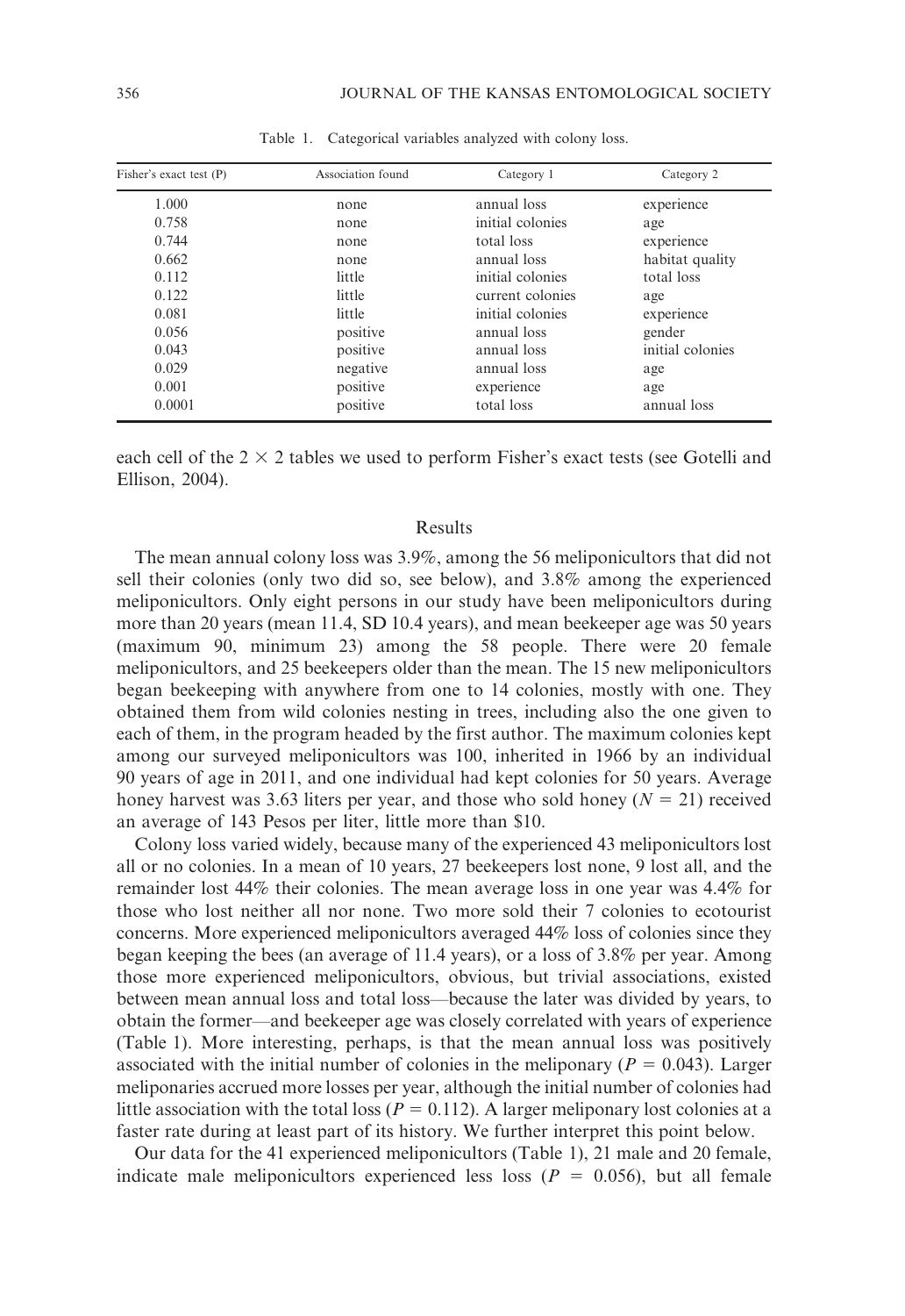Table 1. Categorical variables analyzed with colony loss.

| Fisher's exact test (P) | Association found | Category 1 | Category 2 |
|---|---|---|---|
| 1.000 | none | annual loss | experience |
| 0.758 | none | initial colonies | age |
| 0.744 | none | total loss | experience |
| 0.662 | none | annual loss | habitat quality |
| 0.112 | little | initial colonies | total loss |
| 0.122 | little | current colonies | age |
| 0.081 | little | initial colonies | experience |
| 0.056 | positive | annual loss | gender |
| 0.043 | positive | annual loss | initial colonies |
| 0.029 | negative | annual loss | age |
| 0.001 | positive | experience | age |
| 0.0001 | positive | total loss | annual loss |

each cell of the $2 \times 2$ tables we used to perform Fisher's exact tests (see Gotelli and Ellison, 2004).

## Results

The mean annual colony loss was 3.9%, among the 56 meliponicultors that did not sell their colonies (only two did so, see below), and 3.8% among the experienced meliponicultors. Only eight persons in our study have been meliponicultors during more than 20 years (mean 11.4, SD 10.4 years), and mean beekeeper age was 50 years (maximum 90, minimum 23) among the 58 people. There were 20 female meliponicultors, and 25 beekeepers older than the mean. The 15 new meliponicultors began beekeeping with anywhere from one to 14 colonies, mostly with one. They obtained them from wild colonies nesting in trees, including also the one given to each of them, in the program headed by the first author. The maximum colonies kept among our surveyed meliponicultors was 100, inherited in 1966 by an individual 90 years of age in 2011, and one individual had kept colonies for 50 years. Average honey harvest was 3.63 liters per year, and those who sold honey ($N = 21$) received an average of 143 Pesos per liter, little more than \$10.

Colony loss varied widely, because many of the experienced 43 meliponicultors lost all or no colonies. In a mean of 10 years, 27 beekeepers lost none, 9 lost all, and the remainder lost 44% their colonies. The mean average loss in one year was 4.4% for those who lost neither all nor none. Two more sold their 7 colonies to ecotourist concerns. More experienced meliponicultors averaged 44% loss of colonies since they began keeping the bees (an average of 11.4 years), or a loss of 3.8% per year. Among those more experienced meliponicultors, obvious, but trivial associations, existed between mean annual loss and total loss—because the later was divided by years, to obtain the former—and beekeeper age was closely correlated with years of experience (Table 1). More interesting, perhaps, is that the mean annual loss was positively associated with the initial number of colonies in the meliponary ($P = 0.043$). Larger meliponaries accrued more losses per year, although the initial number of colonies had little association with the total loss ($P = 0.112$). A larger meliponary lost colonies at a faster rate during at least part of its history. We further interpret this point below.

Our data for the 41 experienced meliponicultors (Table 1), 21 male and 20 female, indicate male meliponicultors experienced less loss ($P = 0.056$), but all female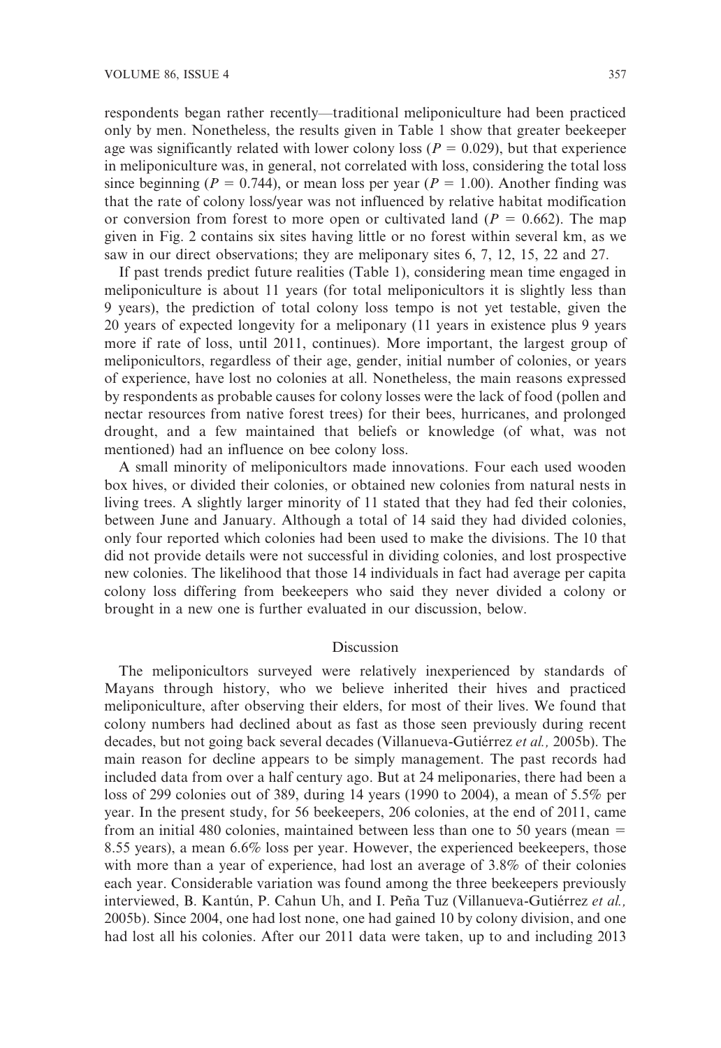respondents began rather recently—traditional meliponiculture had been practiced only by men. Nonetheless, the results given in Table 1 show that greater beekeeper age was significantly related with lower colony loss ($P = 0.029$), but that experience in meliponiculture was, in general, not correlated with loss, considering the total loss since beginning ($P = 0.744$), or mean loss per year ($P = 1.00$). Another finding was that the rate of colony loss/year was not influenced by relative habitat modification or conversion from forest to more open or cultivated land ($P = 0.662$). The map given in Fig. 2 contains six sites having little or no forest within several km, as we saw in our direct observations; they are meliponary sites 6, 7, 12, 15, 22 and 27.

If past trends predict future realities (Table 1), considering mean time engaged in meliponiculture is about 11 years (for total meliponicultors it is slightly less than 9 years), the prediction of total colony loss tempo is not yet testable, given the 20 years of expected longevity for a meliponary (11 years in existence plus 9 years more if rate of loss, until 2011, continues). More important, the largest group of meliponicultors, regardless of their age, gender, initial number of colonies, or years of experience, have lost no colonies at all. Nonetheless, the main reasons expressed by respondents as probable causes for colony losses were the lack of food (pollen and nectar resources from native forest trees) for their bees, hurricanes, and prolonged drought, and a few maintained that beliefs or knowledge (of what, was not mentioned) had an influence on bee colony loss.

A small minority of meliponicultors made innovations. Four each used wooden box hives, or divided their colonies, or obtained new colonies from natural nests in living trees. A slightly larger minority of 11 stated that they had fed their colonies, between June and January. Although a total of 14 said they had divided colonies, only four reported which colonies had been used to make the divisions. The 10 that did not provide details were not successful in dividing colonies, and lost prospective new colonies. The likelihood that those 14 individuals in fact had average per capita colony loss differing from beekeepers who said they never divided a colony or brought in a new one is further evaluated in our discussion, below.

## Discussion

The meliponicultors surveyed were relatively inexperienced by standards of Mayans through history, who we believe inherited their hives and practiced meliponiculture, after observing their elders, for most of their lives. We found that colony numbers had declined about as fast as those seen previously during recent decades, but not going back several decades (Villanueva-Gutiérrez *et al.,* 2005b). The main reason for decline appears to be simply management. The past records had included data from over a half century ago. But at 24 meliponaries, there had been a loss of 299 colonies out of 389, during 14 years (1990 to 2004), a mean of 5.5% per year. In the present study, for 56 beekeepers, 206 colonies, at the end of 2011, came from an initial 480 colonies, maintained between less than one to 50 years (mean = 8.55 years), a mean 6.6% loss per year. However, the experienced beekeepers, those with more than a year of experience, had lost an average of 3.8% of their colonies each year. Considerable variation was found among the three beekeepers previously interviewed, B. Kantún, P. Cahun Uh, and I. Peña Tuz (Villanueva-Gutiérrez *et al.,* 2005b). Since 2004, one had lost none, one had gained 10 by colony division, and one had lost all his colonies. After our 2011 data were taken, up to and including 2013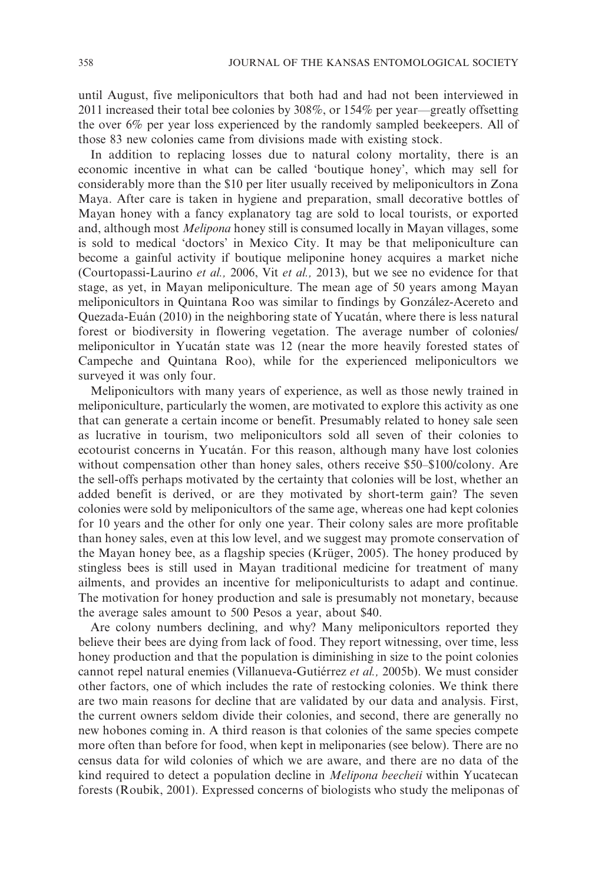until August, five meliponicultors that both had and had not been interviewed in 2011 increased their total bee colonies by 308%, or 154% per year—greatly offsetting the over 6% per year loss experienced by the randomly sampled beekeepers. All of those 83 new colonies came from divisions made with existing stock.

In addition to replacing losses due to natural colony mortality, there is an economic incentive in what can be called 'boutique honey', which may sell for considerably more than the $10 per liter usually received by meliponicultors in Zona Maya. After care is taken in hygiene and preparation, small decorative bottles of Mayan honey with a fancy explanatory tag are sold to local tourists, or exported and, although most *Melipona* honey still is consumed locally in Mayan villages, some is sold to medical 'doctors' in Mexico City. It may be that meliponiculture can become a gainful activity if boutique meliponine honey acquires a market niche (Courtopassi-Laurino *et al.,* 2006, Vit *et al.,* 2013), but we see no evidence for that stage, as yet, in Mayan meliponiculture. The mean age of 50 years among Mayan meliponicultors in Quintana Roo was similar to findings by González-Acereto and Quezada-Euán (2010) in the neighboring state of Yucatán, where there is less natural forest or biodiversity in flowering vegetation. The average number of colonies/meliponicultor in Yucatán state was 12 (near the more heavily forested states of Campeche and Quintana Roo), while for the experienced meliponicultors we surveyed it was only four.

Meliponicultors with many years of experience, as well as those newly trained in meliponiculture, particularly the women, are motivated to explore this activity as one that can generate a certain income or benefit. Presumably related to honey sale seen as lucrative in tourism, two meliponicultors sold all seven of their colonies to ecotourist concerns in Yucatán. For this reason, although many have lost colonies without compensation other than honey sales, others receive $50–$100/colony. Are the sell-offs perhaps motivated by the certainty that colonies will be lost, whether an added benefit is derived, or are they motivated by short-term gain? The seven colonies were sold by meliponicultors of the same age, whereas one had kept colonies for 10 years and the other for only one year. Their colony sales are more profitable than honey sales, even at this low level, and we suggest may promote conservation of the Mayan honey bee, as a flagship species (Krüger, 2005). The honey produced by stingless bees is still used in Mayan traditional medicine for treatment of many ailments, and provides an incentive for meliponiculturists to adapt and continue. The motivation for honey production and sale is presumably not monetary, because the average sales amount to 500 Pesos a year, about $40.

Are colony numbers declining, and why? Many meliponicultors reported they believe their bees are dying from lack of food. They report witnessing, over time, less honey production and that the population is diminishing in size to the point colonies cannot repel natural enemies (Villanueva-Gutiérrez *et al.,* 2005b). We must consider other factors, one of which includes the rate of restocking colonies. We think there are two main reasons for decline that are validated by our data and analysis. First, the current owners seldom divide their colonies, and second, there are generally no new hobones coming in. A third reason is that colonies of the same species compete more often than before for food, when kept in meliponaries (see below). There are no census data for wild colonies of which we are aware, and there are no data of the kind required to detect a population decline in *Melipona beecheii* within Yucatecan forests (Roubik, 2001). Expressed concerns of biologists who study the meliponas of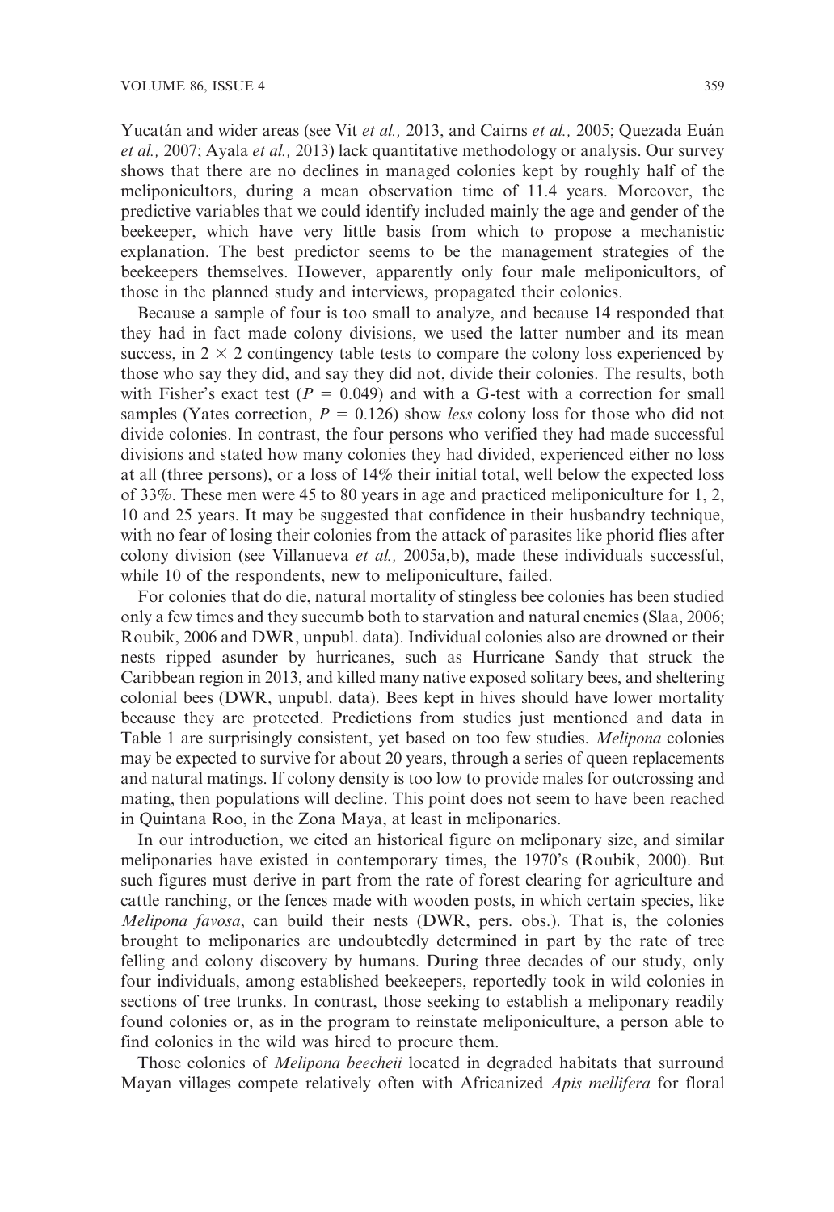Yucatán and wider areas (see Vit *et al.,* 2013, and Cairns *et al.,* 2005; Quezada Euán *et al.,* 2007; Ayala *et al.,* 2013) lack quantitative methodology or analysis. Our survey shows that there are no declines in managed colonies kept by roughly half of the meliponicultors, during a mean observation time of 11.4 years. Moreover, the predictive variables that we could identify included mainly the age and gender of the beekeeper, which have very little basis from which to propose a mechanistic explanation. The best predictor seems to be the management strategies of the beekeepers themselves. However, apparently only four male meliponicultors, of those in the planned study and interviews, propagated their colonies.

Because a sample of four is too small to analyze, and because 14 responded that they had in fact made colony divisions, we used the latter number and its mean success, in $2 \times 2$ contingency table tests to compare the colony loss experienced by those who say they did, and say they did not, divide their colonies. The results, both with Fisher's exact test ($P = 0.049$) and with a G-test with a correction for small samples (Yates correction, $P = 0.126$) show *less* colony loss for those who did not divide colonies. In contrast, the four persons who verified they had made successful divisions and stated how many colonies they had divided, experienced either no loss at all (three persons), or a loss of 14% their initial total, well below the expected loss of 33%. These men were 45 to 80 years in age and practiced meliponiculture for 1, 2, 10 and 25 years. It may be suggested that confidence in their husbandry technique, with no fear of losing their colonies from the attack of parasites like phorid flies after colony division (see Villanueva *et al.,* 2005a,b), made these individuals successful, while 10 of the respondents, new to meliponiculture, failed.

For colonies that do die, natural mortality of stingless bee colonies has been studied only a few times and they succumb both to starvation and natural enemies (Slaa, 2006; Roubik, 2006 and DWR, unpubl. data). Individual colonies also are drowned or their nests ripped asunder by hurricanes, such as Hurricane Sandy that struck the Caribbean region in 2013, and killed many native exposed solitary bees, and sheltering colonial bees (DWR, unpubl. data). Bees kept in hives should have lower mortality because they are protected. Predictions from studies just mentioned and data in Table 1 are surprisingly consistent, yet based on too few studies. *Melipona* colonies may be expected to survive for about 20 years, through a series of queen replacements and natural matings. If colony density is too low to provide males for outcrossing and mating, then populations will decline. This point does not seem to have been reached in Quintana Roo, in the Zona Maya, at least in meliponaries.

In our introduction, we cited an historical figure on meliponary size, and similar meliponaries have existed in contemporary times, the 1970's (Roubik, 2000). But such figures must derive in part from the rate of forest clearing for agriculture and cattle ranching, or the fences made with wooden posts, in which certain species, like *Melipona favosa*, can build their nests (DWR, pers. obs.). That is, the colonies brought to meliponaries are undoubtedly determined in part by the rate of tree felling and colony discovery by humans. During three decades of our study, only four individuals, among established beekeepers, reportedly took in wild colonies in sections of tree trunks. In contrast, those seeking to establish a meliponary readily found colonies or, as in the program to reinstate meliponiculture, a person able to find colonies in the wild was hired to procure them.

Those colonies of *Melipona beecheii* located in degraded habitats that surround Mayan villages compete relatively often with Africanized *Apis mellifera* for floral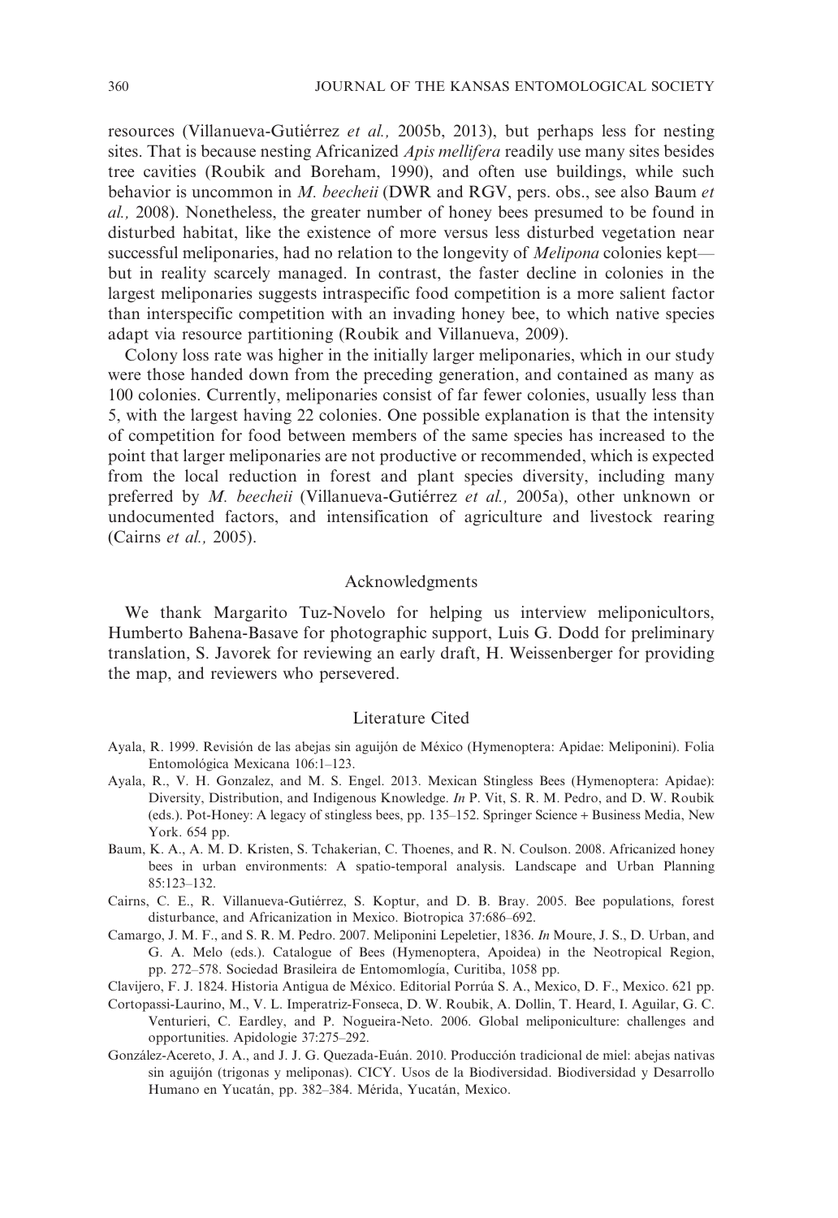resources (Villanueva-Gutiérrez *et al.,* 2005b, 2013), but perhaps less for nesting sites. That is because nesting Africanized *Apis mellifera* readily use many sites besides tree cavities (Roubik and Boreham, 1990), and often use buildings, while such behavior is uncommon in *M. beecheii* (DWR and RGV, pers. obs., see also Baum *et al.,* 2008). Nonetheless, the greater number of honey bees presumed to be found in disturbed habitat, like the existence of more versus less disturbed vegetation near successful meliponaries, had no relation to the longevity of *Melipona* colonies kept—but in reality scarcely managed. In contrast, the faster decline in colonies in the largest meliponaries suggests intraspecific food competition is a more salient factor than interspecific competition with an invading honey bee, to which native species adapt via resource partitioning (Roubik and Villanueva, 2009).

Colony loss rate was higher in the initially larger meliponaries, which in our study were those handed down from the preceding generation, and contained as many as 100 colonies. Currently, meliponaries consist of far fewer colonies, usually less than 5, with the largest having 22 colonies. One possible explanation is that the intensity of competition for food between members of the same species has increased to the point that larger meliponaries are not productive or recommended, which is expected from the local reduction in forest and plant species diversity, including many preferred by *M. beecheii* (Villanueva-Gutiérrez *et al.,* 2005a), other unknown or undocumented factors, and intensification of agriculture and livestock rearing (Cairns *et al.,* 2005).

## Acknowledgments

We thank Margarito Tuz-Novelo for helping us interview meliponicultors, Humberto Bahena-Basave for photographic support, Luis G. Dodd for preliminary translation, S. Javorek for reviewing an early draft, H. Weissenberger for providing the map, and reviewers who persevered.

## Literature Cited

Ayala, R. 1999. Revisión de las abejas sin aguijón de México (Hymenoptera: Apidae: Meliponini). Folia Entomológica Mexicana 106:1–123.

Ayala, R., V. H. Gonzalez, and M. S. Engel. 2013. Mexican Stingless Bees (Hymenoptera: Apidae): Diversity, Distribution, and Indigenous Knowledge. *In* P. Vit, S. R. M. Pedro, and D. W. Roubik (eds.). Pot-Honey: A legacy of stingless bees, pp. 135–152. Springer Science + Business Media, New York. 654 pp.

Baum, K. A., A. M. D. Kristen, S. Tchakerian, C. Thoenes, and R. N. Coulson. 2008. Africanized honey bees in urban environments: A spatio-temporal analysis. Landscape and Urban Planning 85:123–132.

Cairns, C. E., R. Villanueva-Gutiérrez, S. Koptur, and D. B. Bray. 2005. Bee populations, forest disturbance, and Africanization in Mexico. Biotropica 37:686–692.

Camargo, J. M. F., and S. R. M. Pedro. 2007. Meliponini Lepeletier, 1836. *In* Moure, J. S., D. Urban, and G. A. Melo (eds.). Catalogue of Bees (Hymenoptera, Apoidea) in the Neotropical Region, pp. 272–578. Sociedad Brasileira de Entomomlogía, Curitiba, 1058 pp.

Clavijero, F. J. 1824. Historia Antigua de México. Editorial Porrúa S. A., Mexico, D. F., Mexico. 621 pp.

Cortopassi-Laurino, M., V. L. Imperatriz-Fonseca, D. W. Roubik, A. Dollin, T. Heard, I. Aguilar, G. C. Venturieri, C. Eardley, and P. Nogueira-Neto. 2006. Global meliponiculture: challenges and opportunities. Apidologie 37:275–292.

González-Acereto, J. A., and J. J. G. Quezada-Euán. 2010. Producción tradicional de miel: abejas nativas sin aguijón (trigonas y meliponas). CICY. Usos de la Biodiversidad. Biodiversidad y Desarrollo Humano en Yucatán, pp. 382–384. Mérida, Yucatán, Mexico.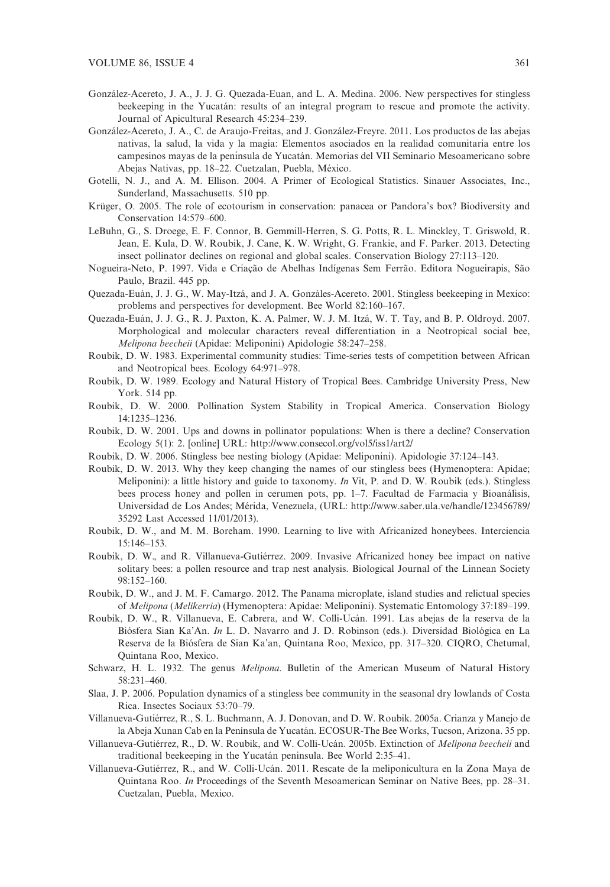González-Acereto, J. A., J. J. G. Quezada-Euan, and L. A. Medina. 2006. New perspectives for stingless beekeeping in the Yucatán: results of an integral program to rescue and promote the activity. Journal of Apicultural Research 45:234–239.

González-Acereto, J. A., C. de Araujo-Freitas, and J. González-Freyre. 2011. Los productos de las abejas nativas, la salud, la vida y la magia: Elementos asociados en la realidad comunitaria entre los campesinos mayas de la península de Yucatán. Memorias del VII Seminario Mesoamericano sobre Abejas Nativas, pp. 18–22. Cuetzalan, Puebla, México.

Gotelli, N. J., and A. M. Ellison. 2004. A Primer of Ecological Statistics. Sinauer Associates, Inc., Sunderland, Massachusetts. 510 pp.

Krüger, O. 2005. The role of ecotourism in conservation: panacea or Pandora's box? Biodiversity and Conservation 14:579–600.

LeBuhn, G., S. Droege, E. F. Connor, B. Gemmill-Herren, S. G. Potts, R. L. Minckley, T. Griswold, R. Jean, E. Kula, D. W. Roubik, J. Cane, K. W. Wright, G. Frankie, and F. Parker. 2013. Detecting insect pollinator declines on regional and global scales. Conservation Biology 27:113–120.

Nogueira-Neto, P. 1997. Vida e Criação de Abelhas Indígenas Sem Ferrão. Editora Nogueirapis, São Paulo, Brazil. 445 pp.

Quezada-Euán, J. J. G., W. May-Itzá, and J. A. Gonzáles-Acereto. 2001. Stingless beekeeping in Mexico: problems and perspectives for development. Bee World 82:160–167.

Quezada-Euán, J. J. G., R. J. Paxton, K. A. Palmer, W. J. M. Itzá, W. T. Tay, and B. P. Oldroyd. 2007. Morphological and molecular characters reveal differentiation in a Neotropical social bee, *Melipona beecheii* (Apidae: Meliponini) Apidologie 58:247–258.

Roubik, D. W. 1983. Experimental community studies: Time-series tests of competition between African and Neotropical bees. Ecology 64:971–978.

Roubik, D. W. 1989. Ecology and Natural History of Tropical Bees. Cambridge University Press, New York. 514 pp.

Roubik, D. W. 2000. Pollination System Stability in Tropical America. Conservation Biology 14:1235–1236.

Roubik, D. W. 2001. Ups and downs in pollinator populations: When is there a decline? Conservation Ecology 5(1): 2. [online] URL: http://www.consecol.org/vol5/iss1/art2/

Roubik, D. W. 2006. Stingless bee nesting biology (Apidae: Meliponini). Apidologie 37:124–143.

Roubik, D. W. 2013. Why they keep changing the names of our stingless bees (Hymenoptera: Apidae; Meliponini): a little history and guide to taxonomy. *In* Vit, P. and D. W. Roubik (eds.). Stingless bees process honey and pollen in cerumen pots, pp. 1–7. Facultad de Farmacia y Bioanálisis, Universidad de Los Andes; Mérida, Venezuela, (URL: http://www.saber.ula.ve/handle/123456789/35292 Last Accessed 11/01/2013).

Roubik, D. W., and M. M. Boreham. 1990. Learning to live with Africanized honeybees. Interciencia 15:146–153.

Roubik, D. W., and R. Villanueva-Gutiérrez. 2009. Invasive Africanized honey bee impact on native solitary bees: a pollen resource and trap nest analysis. Biological Journal of the Linnean Society 98:152–160.

Roubik, D. W., and J. M. F. Camargo. 2012. The Panama microplate, island studies and relictual species of *Melipona* (*Melikerria*) (Hymenoptera: Apidae: Meliponini). Systematic Entomology 37:189–199.

Roubik, D. W., R. Villanueva, E. Cabrera, and W. Colli-Ucán. 1991. Las abejas de la reserva de la Biósfera Sian Ka'An. *In* L. D. Navarro and J. D. Robinson (eds.). Diversidad Biológica en La Reserva de la Biósfera de Sian Ka'an, Quintana Roo, Mexico, pp. 317–320. CIQRO, Chetumal, Quintana Roo, Mexico.

Schwarz, H. L. 1932. The genus *Melipona*. Bulletin of the American Museum of Natural History 58:231–460.

Slaa, J. P. 2006. Population dynamics of a stingless bee community in the seasonal dry lowlands of Costa Rica. Insectes Sociaux 53:70–79.

Villanueva-Gutiérrez, R., S. L. Buchmann, A. J. Donovan, and D. W. Roubik. 2005a. Crianza y Manejo de la Abeja Xunan Cab en la Península de Yucatán. ECOSUR-The Bee Works, Tucson, Arizona. 35 pp.

Villanueva-Gutiérrez, R., D. W. Roubik, and W. Colli-Ucán. 2005b. Extinction of *Melipona beecheii* and traditional beekeeping in the Yucatán peninsula. Bee World 2:35–41.

Villanueva-Gutiérrez, R., and W. Colli-Ucán. 2011. Rescate de la meliponicultura en la Zona Maya de Quintana Roo. *In* Proceedings of the Seventh Mesoamerican Seminar on Native Bees, pp. 28–31. Cuetzalan, Puebla, Mexico.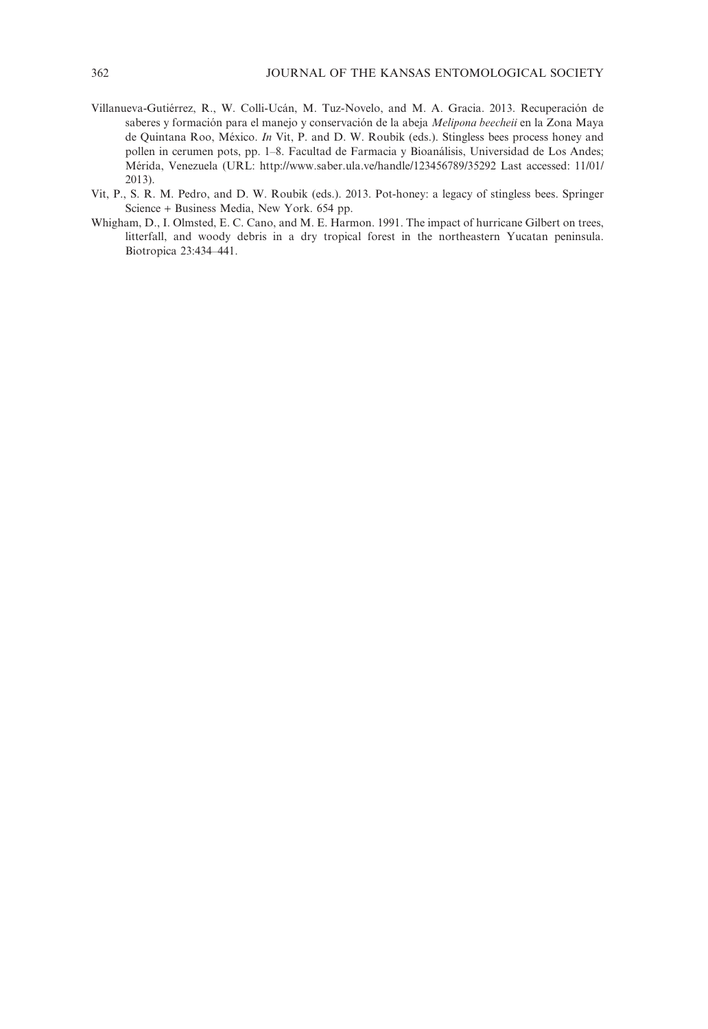Villanueva-Gutiérrez, R., W. Colli-Ucán, M. Tuz-Novelo, and M. A. Gracia. 2013. Recuperación de saberes y formación para el manejo y conservación de la abeja *Melipona beecheii* en la Zona Maya de Quintana Roo, México. *In* Vit, P. and D. W. Roubik (eds.). Stingless bees process honey and pollen in cerumen pots, pp. 1–8. Facultad de Farmacia y Bioanálisis, Universidad de Los Andes; Mérida, Venezuela (URL: http://www.saber.ula.ve/handle/123456789/35292 Last accessed: 11/01/2013).

Vit, P., S. R. M. Pedro, and D. W. Roubik (eds.). 2013. Pot-honey: a legacy of stingless bees. Springer Science + Business Media, New York. 654 pp.

Whigham, D., I. Olmsted, E. C. Cano, and M. E. Harmon. 1991. The impact of hurricane Gilbert on trees, litterfall, and woody debris in a dry tropical forest in the northeastern Yucatan peninsula. Biotropica 23:434–441.